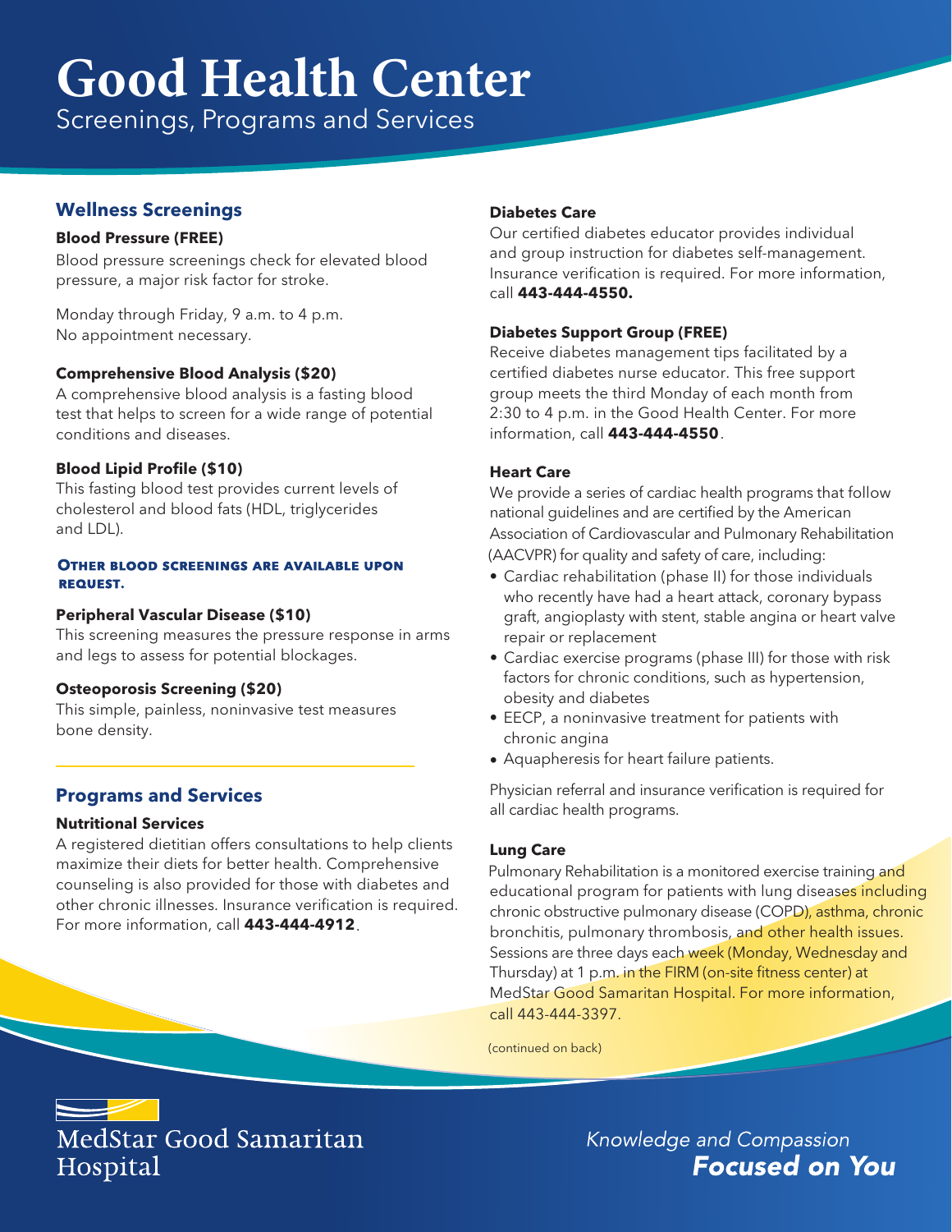# Good Health Center

Screenings, Programs and Services

## Wellness Screenings

**Blood Pressure (FREE)**

Blood pressure screenings check for elevated blood pressure, a major risk factor for stroke.

Monday through Friday, 9 a.m. to 4 p.m.
No appointment necessary.

**Comprehensive Blood Analysis ($20)**

A comprehensive blood analysis is a fasting blood test that helps to screen for a wide range of potential conditions and diseases.

**Blood Lipid Profile ($10)**

This fasting blood test provides current levels of cholesterol and blood fats (HDL, triglycerides and LDL).

**Other blood screenings are available upon request.**

**Peripheral Vascular Disease ($10)**

This screening measures the pressure response in arms and legs to assess for potential blockages.

**Osteoporosis Screening ($20)**

This simple, painless, noninvasive test measures bone density.

## Programs and Services

**Nutritional Services**

A registered dietitian offers consultations to help clients maximize their diets for better health. Comprehensive counseling is also provided for those with diabetes and other chronic illnesses. Insurance verification is required. For more information, call **443-444-4912**.

**Diabetes Care**

Our certified diabetes educator provides individual and group instruction for diabetes self-management. Insurance verification is required. For more information, call **443-444-4550.**

**Diabetes Support Group (FREE)**

Receive diabetes management tips facilitated by a certified diabetes nurse educator. This free support group meets the third Monday of each month from 2:30 to 4 p.m. in the Good Health Center. For more information, call **443-444-4550**.

**Heart Care**

We provide a series of cardiac health programs that follow national guidelines and are certified by the American Association of Cardiovascular and Pulmonary Rehabilitation (AACVPR) for quality and safety of care, including:

- Cardiac rehabilitation (phase II) for those individuals who recently have had a heart attack, coronary bypass graft, angioplasty with stent, stable angina or heart valve repair or replacement
- Cardiac exercise programs (phase III) for those with risk factors for chronic conditions, such as hypertension, obesity and diabetes
- EECP, a noninvasive treatment for patients with chronic angina
- Aquapheresis for heart failure patients.

Physician referral and insurance verification is required for all cardiac health programs.

**Lung Care**

Pulmonary Rehabilitation is a monitored exercise training and educational program for patients with lung diseases including chronic obstructive pulmonary disease (COPD), asthma, chronic bronchitis, pulmonary thrombosis, and other health issues. Sessions are three days each week (Monday, Wednesday and Thursday) at 1 p.m. in the FIRM (on-site fitness center) at MedStar Good Samaritan Hospital. For more information, call 443-444-3397.

(continued on back)

MedStar Good Samaritan Hospital

*Knowledge and Compassion* ***Focused on You***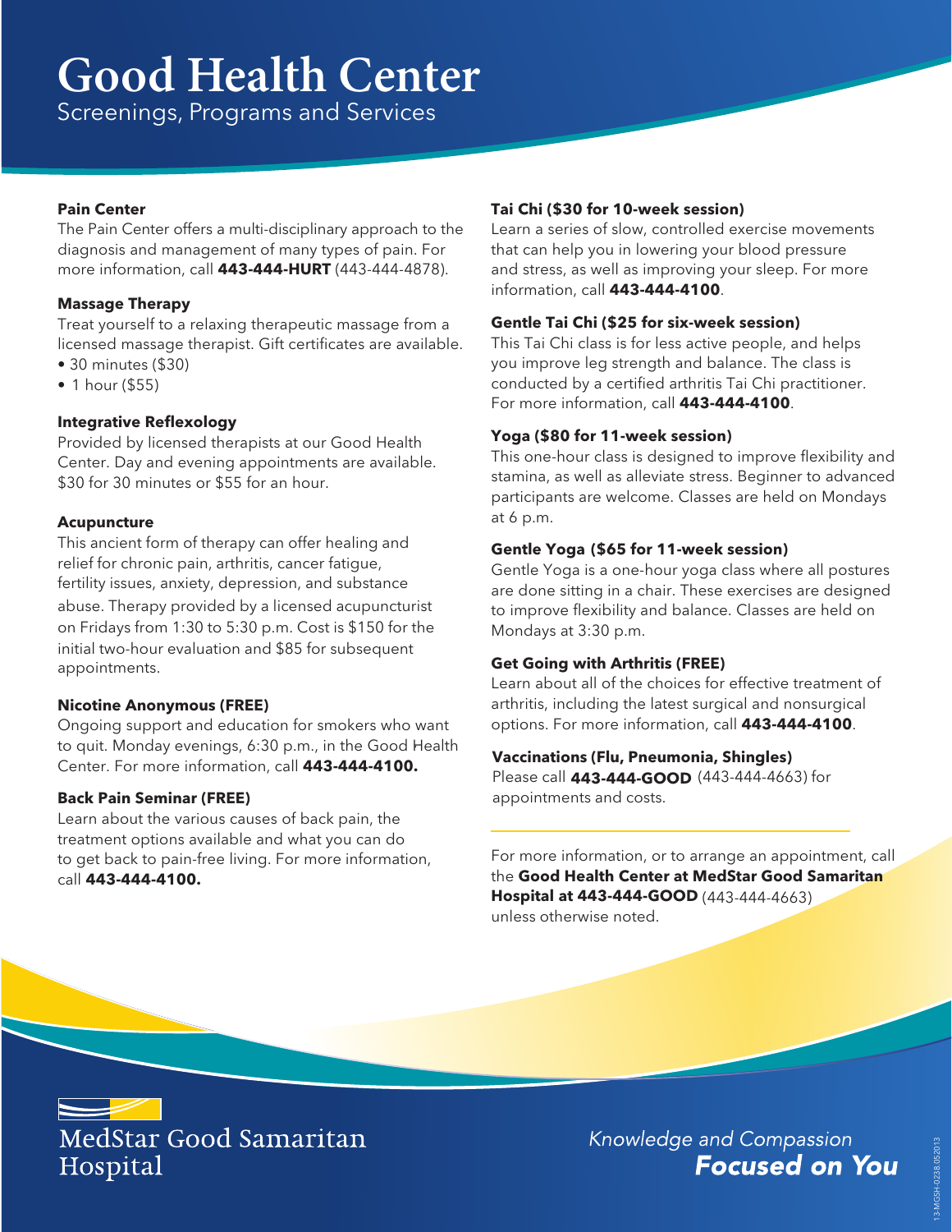# Good Health Center

## Screenings, Programs and Services

**Pain Center**
The Pain Center offers a multi-disciplinary approach to the diagnosis and management of many types of pain. For more information, call **443-444-HURT** (443-444-4878).

**Massage Therapy**
Treat yourself to a relaxing therapeutic massage from a licensed massage therapist. Gift certificates are available.

- 30 minutes ($30)
- 1 hour ($55)

**Integrative Reflexology**
Provided by licensed therapists at our Good Health Center. Day and evening appointments are available. $30 for 30 minutes or $55 for an hour.

**Acupuncture**
This ancient form of therapy can offer healing and relief for chronic pain, arthritis, cancer fatigue, fertility issues, anxiety, depression, and substance abuse. Therapy provided by a licensed acupuncturist on Fridays from 1:30 to 5:30 p.m. Cost is $150 for the initial two-hour evaluation and $85 for subsequent appointments.

**Nicotine Anonymous (FREE)**
Ongoing support and education for smokers who want to quit. Monday evenings, 6:30 p.m., in the Good Health Center. For more information, call **443-444-4100.**

**Back Pain Seminar (FREE)**
Learn about the various causes of back pain, the treatment options available and what you can do to get back to pain-free living. For more information, call **443-444-4100.**

**Tai Chi ($30 for 10-week session)**
Learn a series of slow, controlled exercise movements that can help you in lowering your blood pressure and stress, as well as improving your sleep. For more information, call **443-444-4100**.

**Gentle Tai Chi ($25 for six-week session)**
This Tai Chi class is for less active people, and helps you improve leg strength and balance. The class is conducted by a certified arthritis Tai Chi practitioner. For more information, call **443-444-4100**.

**Yoga ($80 for 11-week session)**
This one-hour class is designed to improve flexibility and stamina, as well as alleviate stress. Beginner to advanced participants are welcome. Classes are held on Mondays at 6 p.m.

**Gentle Yoga ($65 for 11-week session)**
Gentle Yoga is a one-hour yoga class where all postures are done sitting in a chair. These exercises are designed to improve flexibility and balance. Classes are held on Mondays at 3:30 p.m.

**Get Going with Arthritis (FREE)**
Learn about all of the choices for effective treatment of arthritis, including the latest surgical and nonsurgical options. For more information, call **443-444-4100**.

**Vaccinations (Flu, Pneumonia, Shingles)**
Please call **443-444-GOOD** (443-444-4663) for appointments and costs.

For more information, or to arrange an appointment, call the **Good Health Center at MedStar Good Samaritan Hospital at 443-444-GOOD** (443-444-4663) unless otherwise noted.

MedStar Good Samaritan Hospital

*Knowledge and Compassion* ***Focused on You***

13-MGSH-0238 052013